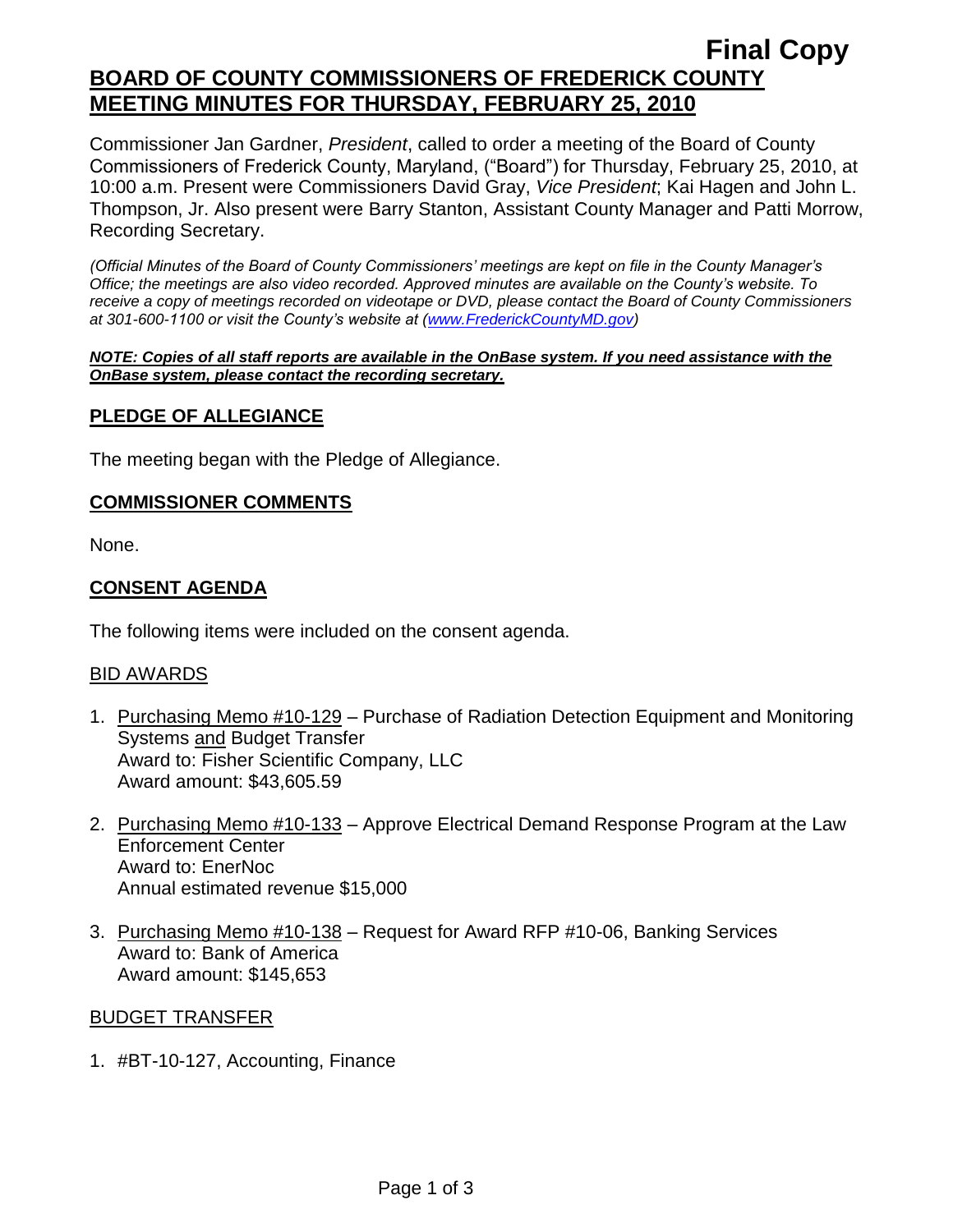**Final Copy**

# BOARD OF COUNTY COMMISSIONERS OF FREDERICK COUNTY MEETING MINUTES FOR THURSDAY, FEBRUARY 25, 2010

Commissioner Jan Gardner, *President*, called to order a meeting of the Board of County Commissioners of Frederick County, Maryland, ("Board") for Thursday, February 25, 2010, at 10:00 a.m. Present were Commissioners David Gray, *Vice President*; Kai Hagen and John L. Thompson, Jr. Also present were Barry Stanton, Assistant County Manager and Patti Morrow, Recording Secretary.

*(Official Minutes of the Board of County Commissioners' meetings are kept on file in the County Manager's Office; the meetings are also video recorded. Approved minutes are available on the County's website. To receive a copy of meetings recorded on videotape or DVD, please contact the Board of County Commissioners at 301-600-1100 or visit the County's website at (www.FrederickCountyMD.gov)*

***NOTE: Copies of all staff reports are available in the OnBase system. If you need assistance with the OnBase system, please contact the recording secretary.***

## PLEDGE OF ALLEGIANCE

The meeting began with the Pledge of Allegiance.

## COMMISSIONER COMMENTS

None.

## CONSENT AGENDA

The following items were included on the consent agenda.

### BID AWARDS

1. Purchasing Memo #10-129 – Purchase of Radiation Detection Equipment and Monitoring Systems and Budget Transfer
   Award to: Fisher Scientific Company, LLC
   Award amount: $43,605.59

2. Purchasing Memo #10-133 – Approve Electrical Demand Response Program at the Law Enforcement Center
   Award to: EnerNoc
   Annual estimated revenue $15,000

3. Purchasing Memo #10-138 – Request for Award RFP #10-06, Banking Services
   Award to: Bank of America
   Award amount: $145,653

### BUDGET TRANSFER

1. #BT-10-127, Accounting, Finance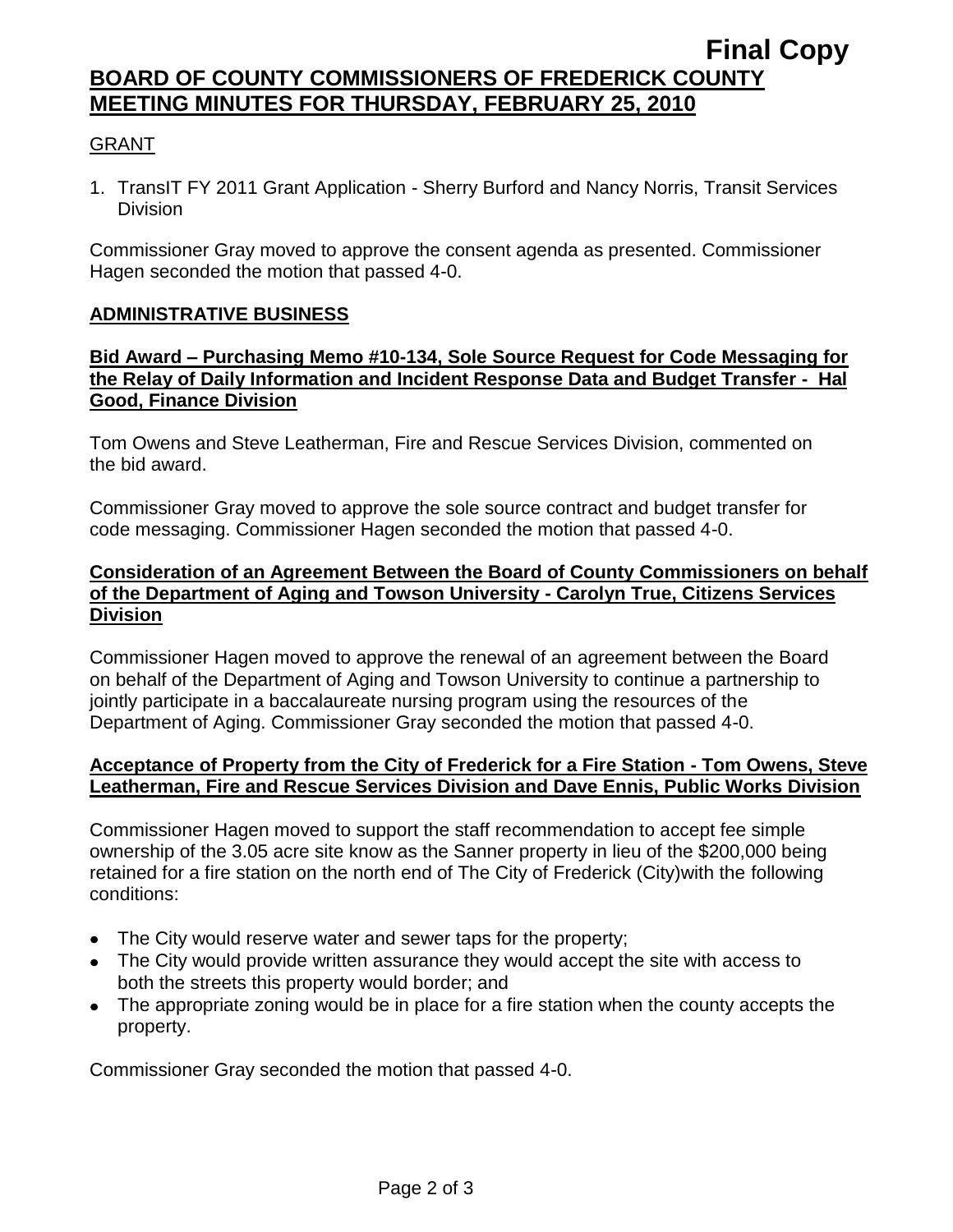GRANT

1. TransIT FY 2011 Grant Application - Sherry Burford and Nancy Norris, Transit Services Division

Commissioner Gray moved to approve the consent agenda as presented. Commissioner Hagen seconded the motion that passed 4-0.

## ADMINISTRATIVE BUSINESS

**Bid Award – Purchasing Memo #10-134, Sole Source Request for Code Messaging for the Relay of Daily Information and Incident Response Data and Budget Transfer - Hal Good, Finance Division**

Tom Owens and Steve Leatherman, Fire and Rescue Services Division, commented on the bid award.

Commissioner Gray moved to approve the sole source contract and budget transfer for code messaging. Commissioner Hagen seconded the motion that passed 4-0.

**Consideration of an Agreement Between the Board of County Commissioners on behalf of the Department of Aging and Towson University - Carolyn True, Citizens Services Division**

Commissioner Hagen moved to approve the renewal of an agreement between the Board on behalf of the Department of Aging and Towson University to continue a partnership to jointly participate in a baccalaureate nursing program using the resources of the Department of Aging. Commissioner Gray seconded the motion that passed 4-0.

**Acceptance of Property from the City of Frederick for a Fire Station - Tom Owens, Steve Leatherman, Fire and Rescue Services Division and Dave Ennis, Public Works Division**

Commissioner Hagen moved to support the staff recommendation to accept fee simple ownership of the 3.05 acre site know as the Sanner property in lieu of the $200,000 being retained for a fire station on the north end of The City of Frederick (City)with the following conditions:

- The City would reserve water and sewer taps for the property;
- The City would provide written assurance they would accept the site with access to both the streets this property would border; and
- The appropriate zoning would be in place for a fire station when the county accepts the property.

Commissioner Gray seconded the motion that passed 4-0.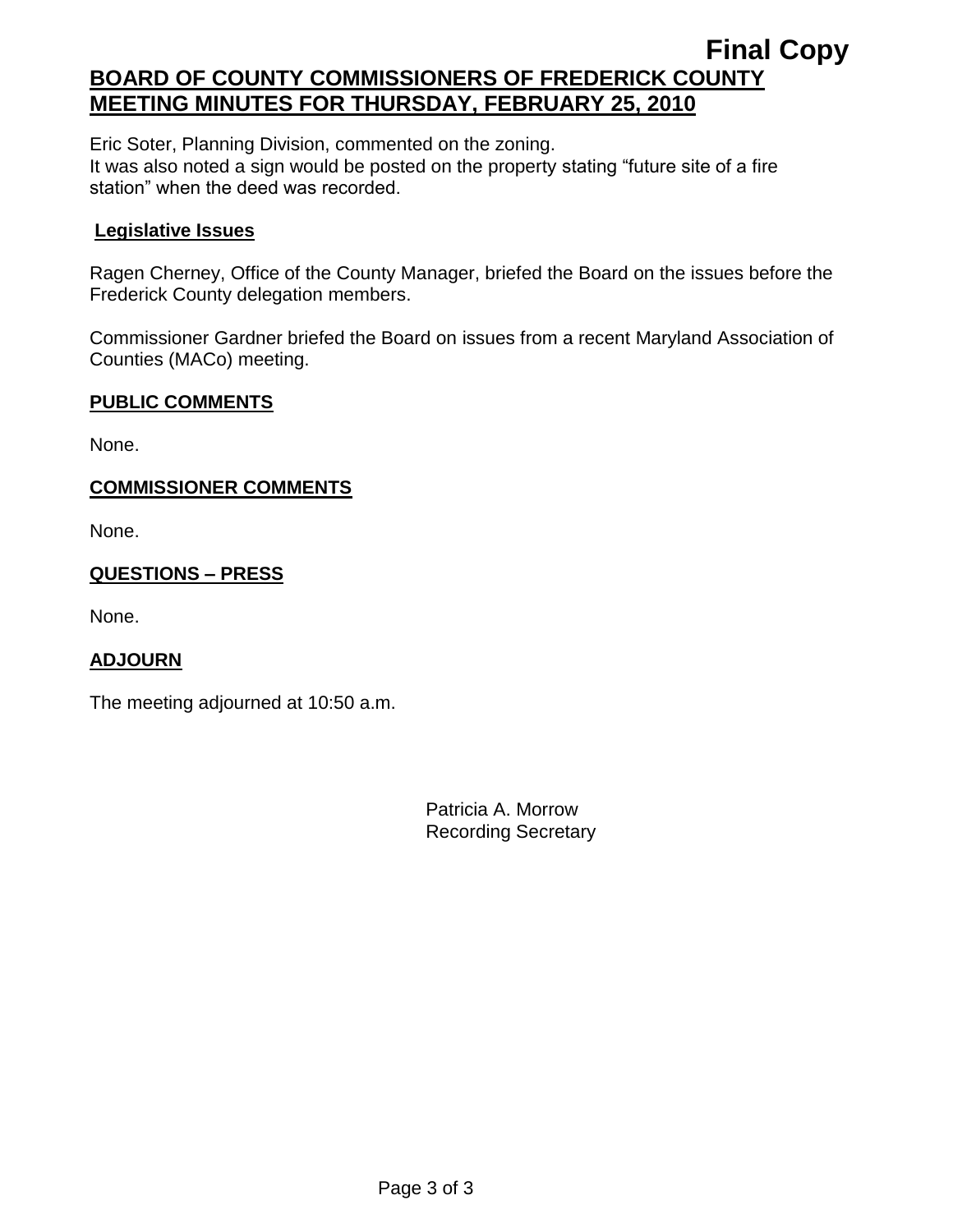Eric Soter, Planning Division, commented on the zoning.
It was also noted a sign would be posted on the property stating "future site of a fire station" when the deed was recorded.

**Legislative Issues**

Ragen Cherney, Office of the County Manager, briefed the Board on the issues before the Frederick County delegation members.

Commissioner Gardner briefed the Board on issues from a recent Maryland Association of Counties (MACo) meeting.

## PUBLIC COMMENTS

None.

## COMMISSIONER COMMENTS

None.

## QUESTIONS – PRESS

None.

## ADJOURN

The meeting adjourned at 10:50 a.m.

Patricia A. Morrow
Recording Secretary